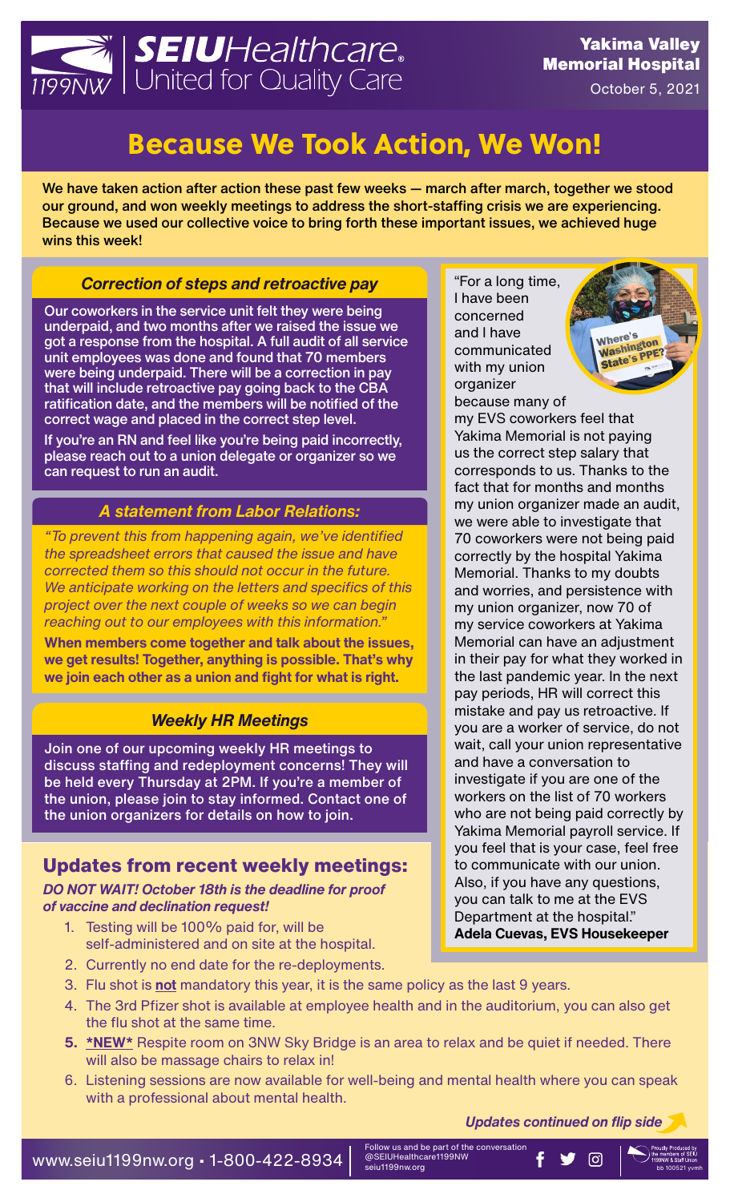SEIU Healthcare 1199NW | United for Quality Care

**Yakima Valley Memorial Hospital**

October 5, 2021

# Because We Took Action, We Won!

**We have taken action after action these past few weeks — march after march, together we stood our ground, and won weekly meetings to address the short-staffing crisis we are experiencing. Because we used our collective voice to bring forth these important issues, we achieved huge wins this week!**

### *Correction of steps and retroactive pay*

**Our coworkers in the service unit felt they were being underpaid, and two months after we raised the issue we got a response from the hospital. A full audit of all service unit employees was done and found that 70 members were being underpaid. There will be a correction in pay that will include retroactive pay going back to the CBA ratification date, and the members will be notified of the correct wage and placed in the correct step level.**

**If you're an RN and feel like you're being paid incorrectly, please reach out to a union delegate or organizer so we can request to run an audit.**

### *A statement from Labor Relations:*

*"To prevent this from happening again, we've identified the spreadsheet errors that caused the issue and have corrected them so this should not occur in the future. We anticipate working on the letters and specifics of this project over the next couple of weeks so we can begin reaching out to our employees with this information."*

**When members come together and talk about the issues, we get results! Together, anything is possible. That's why we join each other as a union and fight for what is right.**

### *Weekly HR Meetings*

**Join one of our upcoming weekly HR meetings to discuss staffing and redeployment concerns! They will be held every Thursday at 2PM. If you're a member of the union, please join to stay informed. Contact one of the union organizers for details on how to join.**

"For a long time, I have been concerned and I have communicated with my union organizer because many of my EVS coworkers feel that Yakima Memorial is not paying us the correct step salary that corresponds to us. Thanks to the fact that for months and months my union organizer made an audit, we were able to investigate that 70 coworkers were not being paid correctly by the hospital Yakima Memorial. Thanks to my doubts and worries, and persistence with my union organizer, now 70 of my service coworkers at Yakima Memorial can have an adjustment in their pay for what they worked in the last pandemic year. In the next pay periods, HR will correct this mistake and pay us retroactive. If you are a worker of service, do not wait, call your union representative and have a conversation to investigate if you are one of the workers on the list of 70 workers who are not being paid correctly by Yakima Memorial payroll service. If you feel that is your case, feel free to communicate with our union. Also, if you have any questions, you can talk to me at the EVS Department at the hospital."
**Adela Cuevas, EVS Housekeeper**

## Updates from recent weekly meetings:

***DO NOT WAIT! October 18th is the deadline for proof of vaccine and declination request!***

1. Testing will be 100% paid for, will be self-administered and on site at the hospital.
2. Currently no end date for the re-deployments.
3. Flu shot is **not** mandatory this year, it is the same policy as the last 9 years.
4. The 3rd Pfizer shot is available at employee health and in the auditorium, you can also get the flu shot at the same time.
5. **\*NEW\*** Respite room on 3NW Sky Bridge is an area to relax and be quiet if needed. There will also be massage chairs to relax in!
6. Listening sessions are now available for well-being and mental health where you can speak with a professional about mental health.

***Updates continued on flip side***

www.seiu1199nw.org • 1-800-422-8934 | Follow us and be part of the conversation @SEIUHealthcare1199NW seiu1199nw.org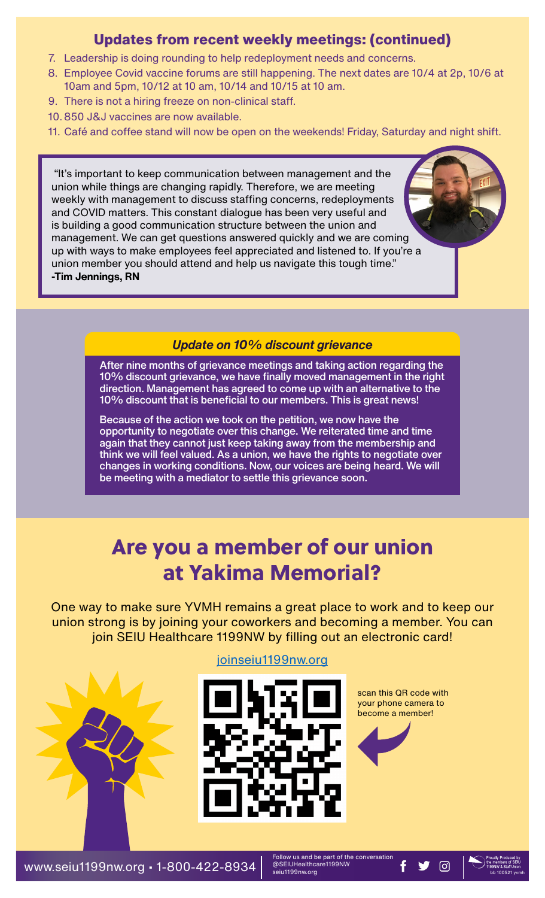## Updates from recent weekly meetings: (continued)

7. Leadership is doing rounding to help redeployment needs and concerns.
8. Employee Covid vaccine forums are still happening. The next dates are 10/4 at 2p, 10/6 at 10am and 5pm, 10/12 at 10 am, 10/14 and 10/15 at 10 am.
9. There is not a hiring freeze on non-clinical staff.
10. 850 J&J vaccines are now available.
11. Café and coffee stand will now be open on the weekends! Friday, Saturday and night shift.

"It's important to keep communication between management and the union while things are changing rapidly. Therefore, we are meeting weekly with management to discuss staffing concerns, redeployments and COVID matters. This constant dialogue has been very useful and is building a good communication structure between the union and management. We can get questions answered quickly and we are coming up with ways to make employees feel appreciated and listened to. If you're a union member you should attend and help us navigate this tough time."
**-Tim Jennings, RN**

### *Update on 10% discount grievance*

**After nine months of grievance meetings and taking action regarding the 10% discount grievance, we have finally moved management in the right direction. Management has agreed to come up with an alternative to the 10% discount that is beneficial to our members. This is great news!**

**Because of the action we took on the petition, we now have the opportunity to negotiate over this change. We reiterated time and time again that they cannot just keep taking away from the membership and think we will feel valued. As a union, we have the rights to negotiate over changes in working conditions. Now, our voices are being heard. We will be meeting with a mediator to settle this grievance soon.**

# Are you a member of our union at Yakima Memorial?

One way to make sure YVMH remains a great place to work and to keep our union strong is by joining your coworkers and becoming a member. You can join SEIU Healthcare 1199NW by filling out an electronic card!

joinseiu1199nw.org

scan this QR code with your phone camera to become a member!

www.seiu1199nw.org • 1-800-422-8934

Follow us and be part of the conversation
@SEIUHealthcare1199NW
seiu1199nw.org

Proudly Produced by the members of SEIU 1199NW & Staff Union
bb 100521 yvmh